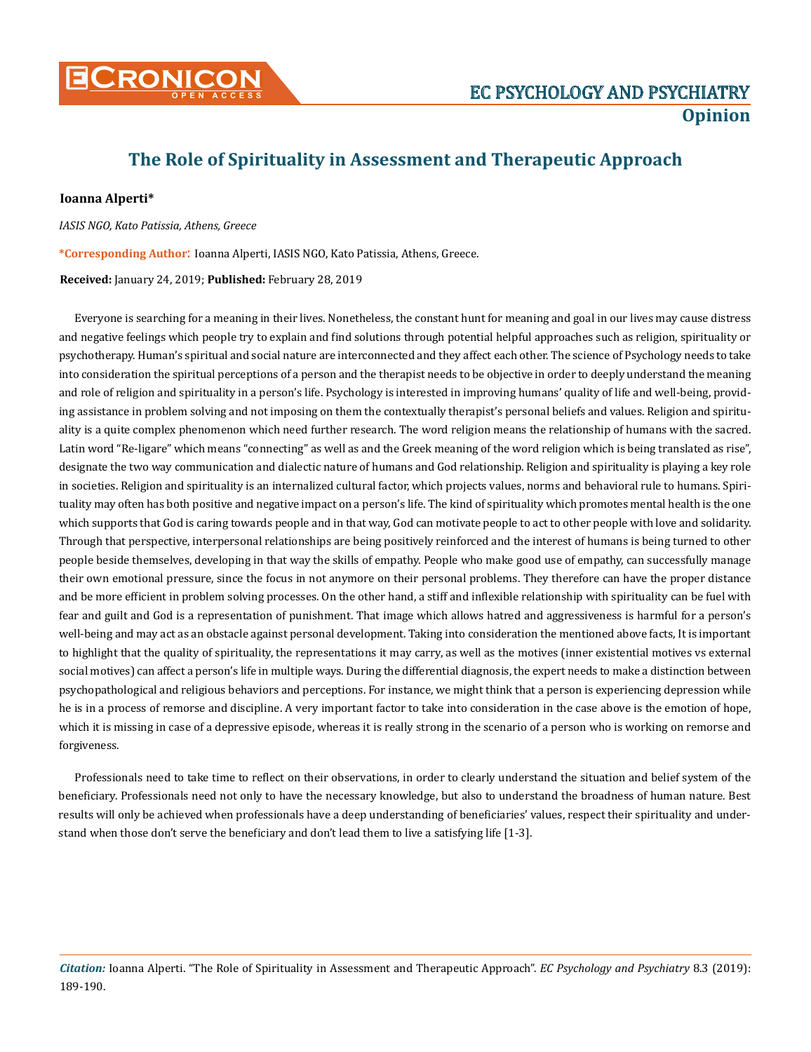# The Role of Spirituality in Assessment and Therapeutic Approach

**Ioanna Alperti***

*IASIS NGO, Kato Patissia, Athens, Greece*

**\*Corresponding Author**: Ioanna Alperti, IASIS NGO, Kato Patissia, Athens, Greece.

**Received:** January 24, 2019; **Published:** February 28, 2019

Everyone is searching for a meaning in their lives. Nonetheless, the constant hunt for meaning and goal in our lives may cause distress and negative feelings which people try to explain and find solutions through potential helpful approaches such as religion, spirituality or psychotherapy. Human's spiritual and social nature are interconnected and they affect each other. The science of Psychology needs to take into consideration the spiritual perceptions of a person and the therapist needs to be objective in order to deeply understand the meaning and role of religion and spirituality in a person's life. Psychology is interested in improving humans' quality of life and well-being, providing assistance in problem solving and not imposing on them the contextually therapist's personal beliefs and values. Religion and spirituality is a quite complex phenomenon which need further research. The word religion means the relationship of humans with the sacred. Latin word "Re-ligare" which means "connecting" as well as and the Greek meaning of the word religion which is being translated as rise", designate the two way communication and dialectic nature of humans and God relationship. Religion and spirituality is playing a key role in societies. Religion and spirituality is an internalized cultural factor, which projects values, norms and behavioral rule to humans. Spirituality may often has both positive and negative impact on a person's life. The kind of spirituality which promotes mental health is the one which supports that God is caring towards people and in that way, God can motivate people to act to other people with love and solidarity. Through that perspective, interpersonal relationships are being positively reinforced and the interest of humans is being turned to other people beside themselves, developing in that way the skills of empathy. People who make good use of empathy, can successfully manage their own emotional pressure, since the focus in not anymore on their personal problems. They therefore can have the proper distance and be more efficient in problem solving processes. On the other hand, a stiff and inflexible relationship with spirituality can be fuel with fear and guilt and God is a representation of punishment. That image which allows hatred and aggressiveness is harmful for a person's well-being and may act as an obstacle against personal development. Taking into consideration the mentioned above facts, It is important to highlight that the quality of spirituality, the representations it may carry, as well as the motives (inner existential motives vs external social motives) can affect a person's life in multiple ways. During the differential diagnosis, the expert needs to make a distinction between psychopathological and religious behaviors and perceptions. For instance, we might think that a person is experiencing depression while he is in a process of remorse and discipline. A very important factor to take into consideration in the case above is the emotion of hope, which it is missing in case of a depressive episode, whereas it is really strong in the scenario of a person who is working on remorse and forgiveness.

Professionals need to take time to reflect on their observations, in order to clearly understand the situation and belief system of the beneficiary. Professionals need not only to have the necessary knowledge, but also to understand the broadness of human nature. Best results will only be achieved when professionals have a deep understanding of beneficiaries' values, respect their spirituality and understand when those don't serve the beneficiary and don't lead them to live a satisfying life [1-3].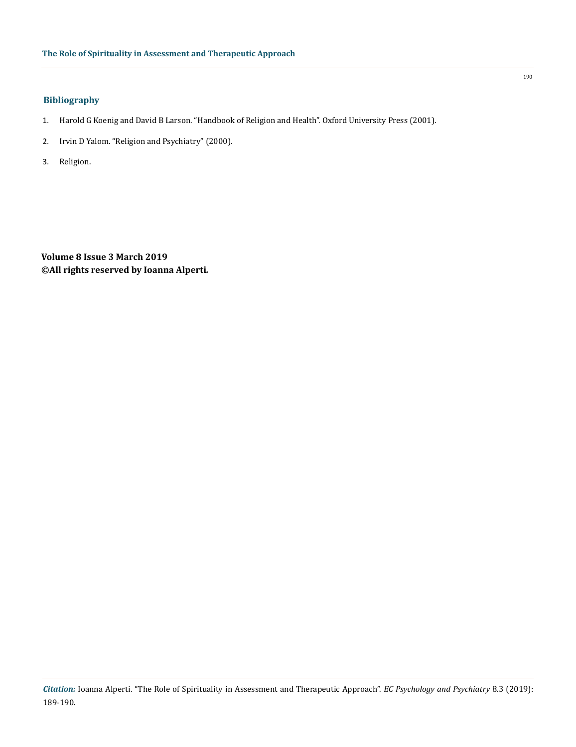## Bibliography

1. Harold G Koenig and David B Larson. "Handbook of Religion and Health". Oxford University Press (2001).
2. Irvin D Yalom. "Religion and Psychiatry" (2000).
3. Religion.

**Volume 8 Issue 3 March 2019**
**©All rights reserved by Ioanna Alperti.**